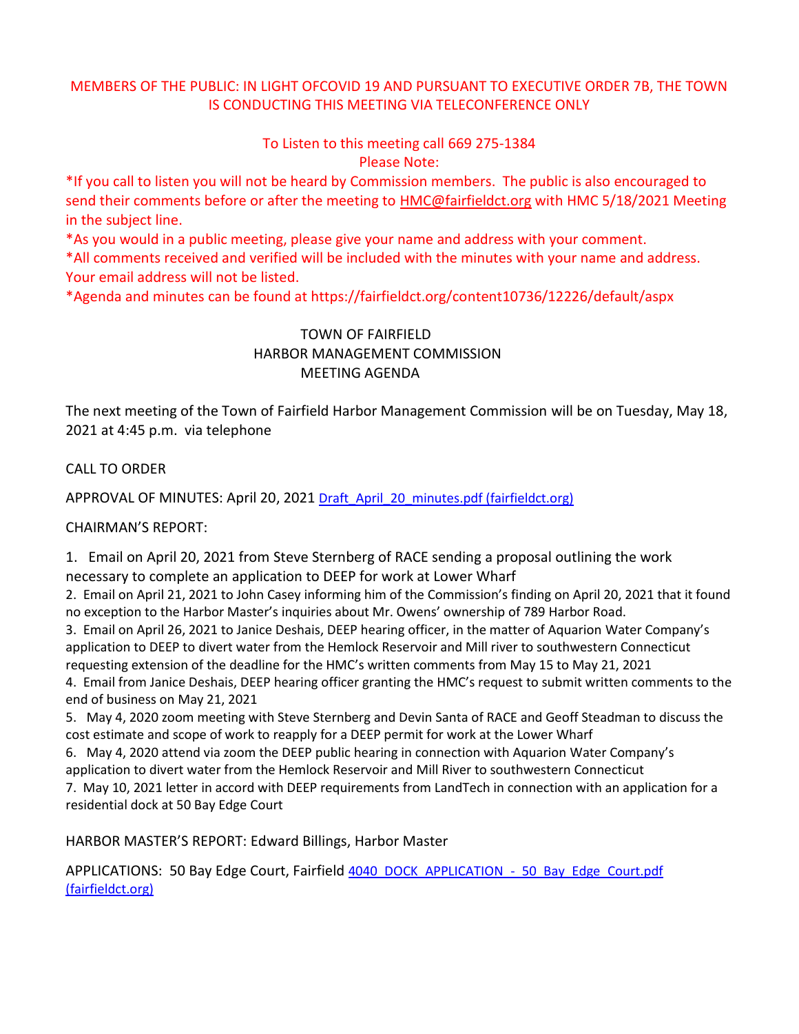MEMBERS OF THE PUBLIC: IN LIGHT OFCOVID 19 AND PURSUANT TO EXECUTIVE ORDER 7B, THE TOWN IS CONDUCTING THIS MEETING VIA TELECONFERENCE ONLY

To Listen to this meeting call 669 275-1384

Please Note:

*If you call to listen you will not be heard by Commission members. The public is also encouraged to send their comments before or after the meeting to HMC@fairfieldct.org with HMC 5/18/2021 Meeting in the subject line.

*As you would in a public meeting, please give your name and address with your comment.

*All comments received and verified will be included with the minutes with your name and address. Your email address will not be listed.

*Agenda and minutes can be found at https://fairfieldct.org/content10736/12226/default/aspx

# TOWN OF FAIRFIELD
## HARBOR MANAGEMENT COMMISSION
## MEETING AGENDA

The next meeting of the Town of Fairfield Harbor Management Commission will be on Tuesday, May 18, 2021 at 4:45 p.m. via telephone

CALL TO ORDER

APPROVAL OF MINUTES: April 20, 2021 [Draft_April_20_minutes.pdf (fairfieldct.org)]

CHAIRMAN'S REPORT:

1. Email on April 20, 2021 from Steve Sternberg of RACE sending a proposal outlining the work necessary to complete an application to DEEP for work at Lower Wharf
2. Email on April 21, 2021 to John Casey informing him of the Commission's finding on April 20, 2021 that it found no exception to the Harbor Master's inquiries about Mr. Owens' ownership of 789 Harbor Road.
3. Email on April 26, 2021 to Janice Deshais, DEEP hearing officer, in the matter of Aquarion Water Company's application to DEEP to divert water from the Hemlock Reservoir and Mill river to southwestern Connecticut requesting extension of the deadline for the HMC's written comments from May 15 to May 21, 2021
4. Email from Janice Deshais, DEEP hearing officer granting the HMC's request to submit written comments to the end of business on May 21, 2021
5. May 4, 2020 zoom meeting with Steve Sternberg and Devin Santa of RACE and Geoff Steadman to discuss the cost estimate and scope of work to reapply for a DEEP permit for work at the Lower Wharf
6. May 4, 2020 attend via zoom the DEEP public hearing in connection with Aquarion Water Company's application to divert water from the Hemlock Reservoir and Mill River to southwestern Connecticut
7. May 10, 2021 letter in accord with DEEP requirements from LandTech in connection with an application for a residential dock at 50 Bay Edge Court

HARBOR MASTER'S REPORT: Edward Billings, Harbor Master

APPLICATIONS: 50 Bay Edge Court, Fairfield [4040 DOCK APPLICATION - 50 Bay Edge Court.pdf (fairfieldct.org)]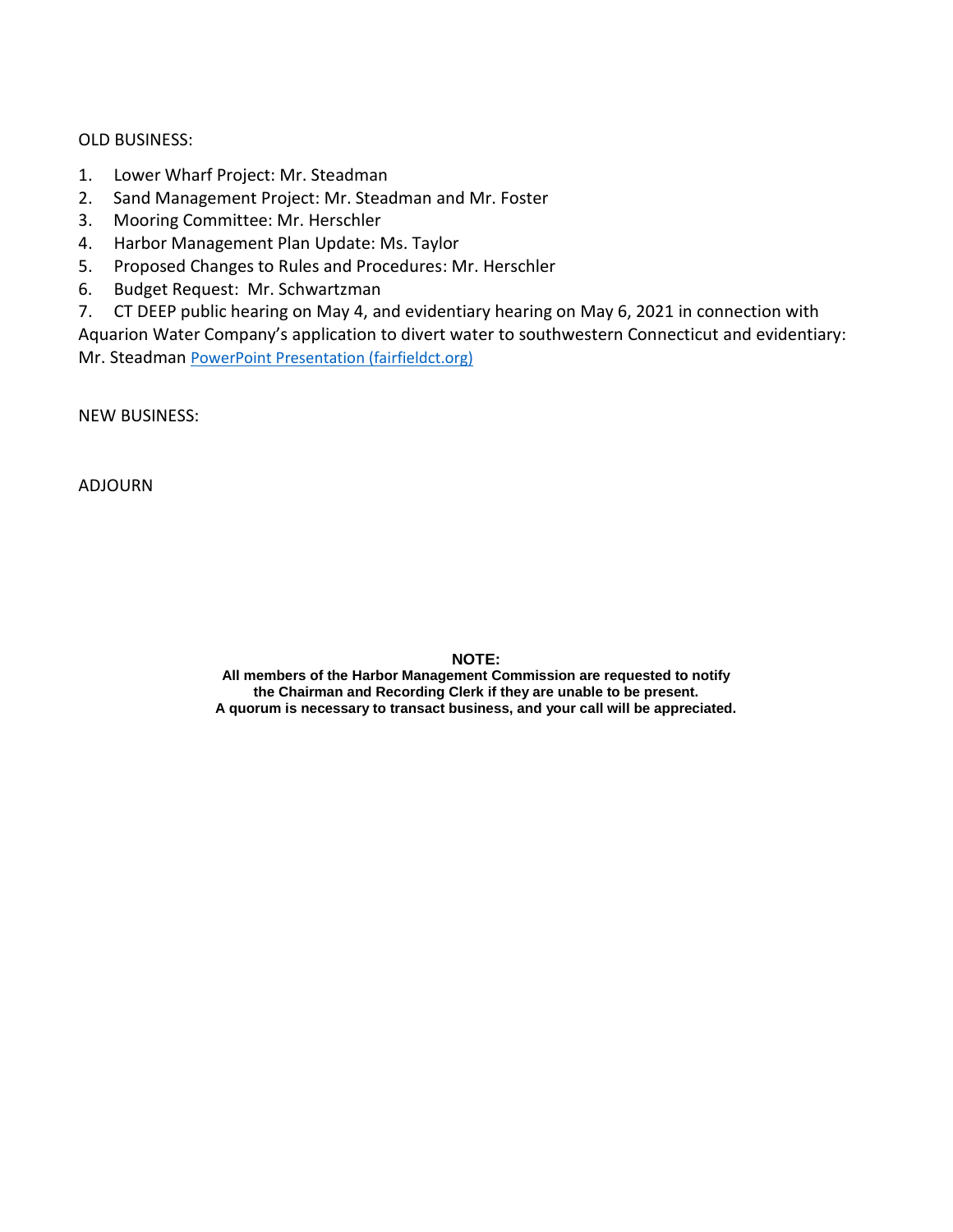OLD BUSINESS:

1. Lower Wharf Project: Mr. Steadman
2. Sand Management Project: Mr. Steadman and Mr. Foster
3. Mooring Committee: Mr. Herschler
4. Harbor Management Plan Update: Ms. Taylor
5. Proposed Changes to Rules and Procedures: Mr. Herschler
6. Budget Request: Mr. Schwartzman
7. CT DEEP public hearing on May 4, and evidentiary hearing on May 6, 2021 in connection with Aquarion Water Company's application to divert water to southwestern Connecticut and evidentiary: Mr. Steadman [PowerPoint Presentation (fairfieldct.org)]

NEW BUSINESS:

ADJOURN

**NOTE:**
**All members of the Harbor Management Commission are requested to notify the Chairman and Recording Clerk if they are unable to be present.**
**A quorum is necessary to transact business, and your call will be appreciated.**